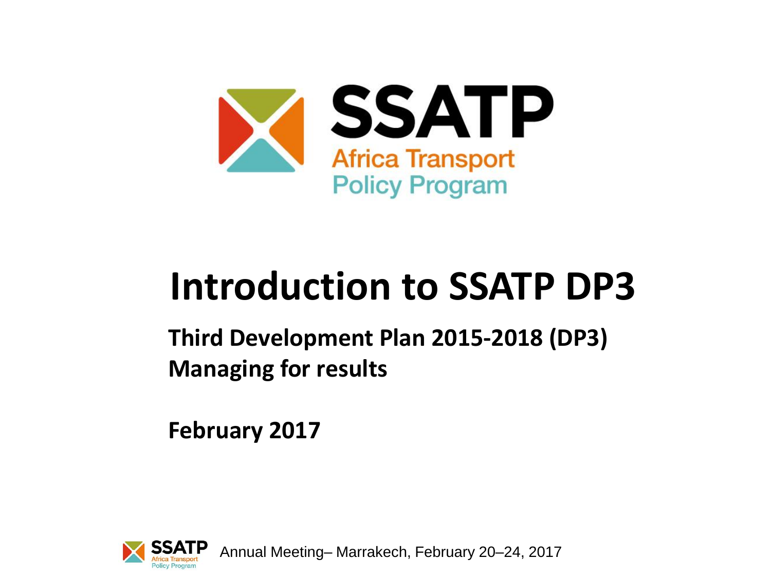SSATP

Africa Transport Policy Program

# Introduction to SSATP DP3

**Third Development Plan 2015-2018 (DP3)**
**Managing for results**

**February 2017**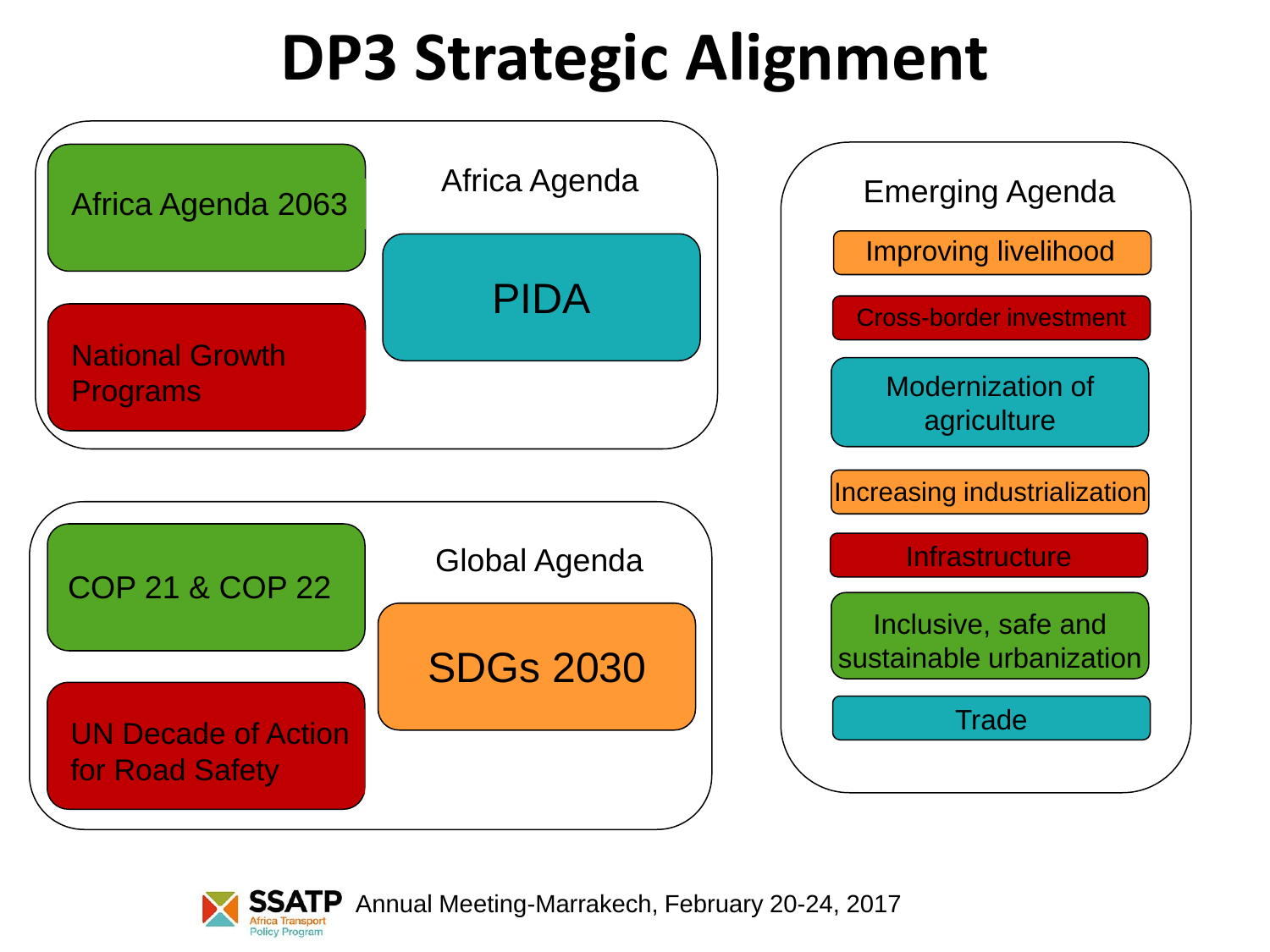# DP3 Strategic Alignment

## Africa Agenda

- Africa Agenda 2063
- National Growth Programs
- PIDA

## Global Agenda

- COP 21 & COP 22
- UN Decade of Action for Road Safety
- SDGs 2030

## Emerging Agenda

- Improving livelihood
- Cross-border investment
- Modernization of agriculture
- Increasing industrialization
- Infrastructure
- Inclusive, safe and sustainable urbanization
- Trade

SSATP Africa Transport Policy Program Annual Meeting-Marrakech, February 20-24, 2017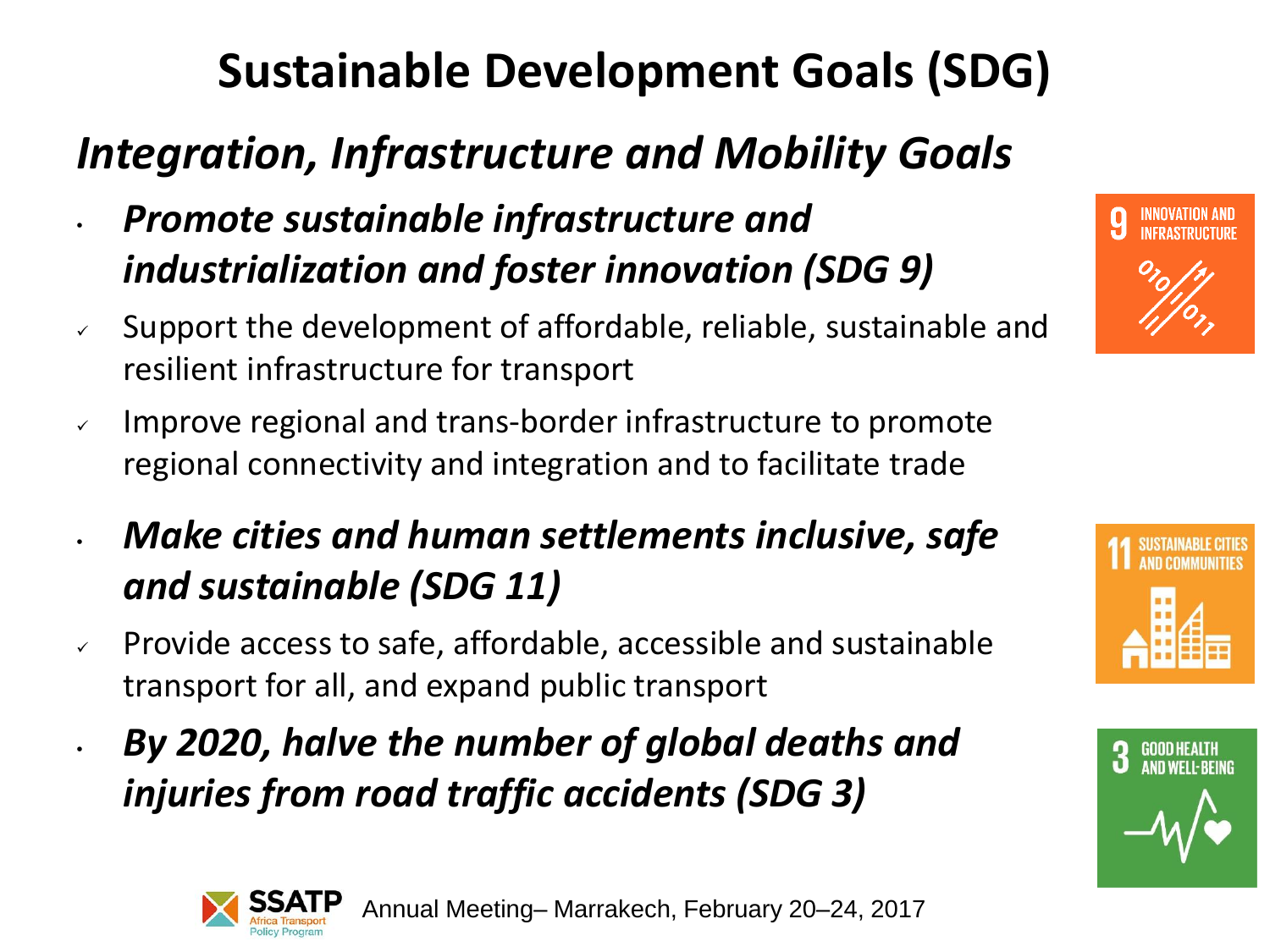# Sustainable Development Goals (SDG)

## *Integration, Infrastructure and Mobility Goals*

- ***Promote sustainable infrastructure and industrialization and foster innovation (SDG 9)***
  - Support the development of affordable, reliable, sustainable and resilient infrastructure for transport
  - Improve regional and trans-border infrastructure to promote regional connectivity and integration and to facilitate trade
- ***Make cities and human settlements inclusive, safe and sustainable (SDG 11)***
  - Provide access to safe, affordable, accessible and sustainable transport for all, and expand public transport
- ***By 2020, halve the number of global deaths and injuries from road traffic accidents (SDG 3)***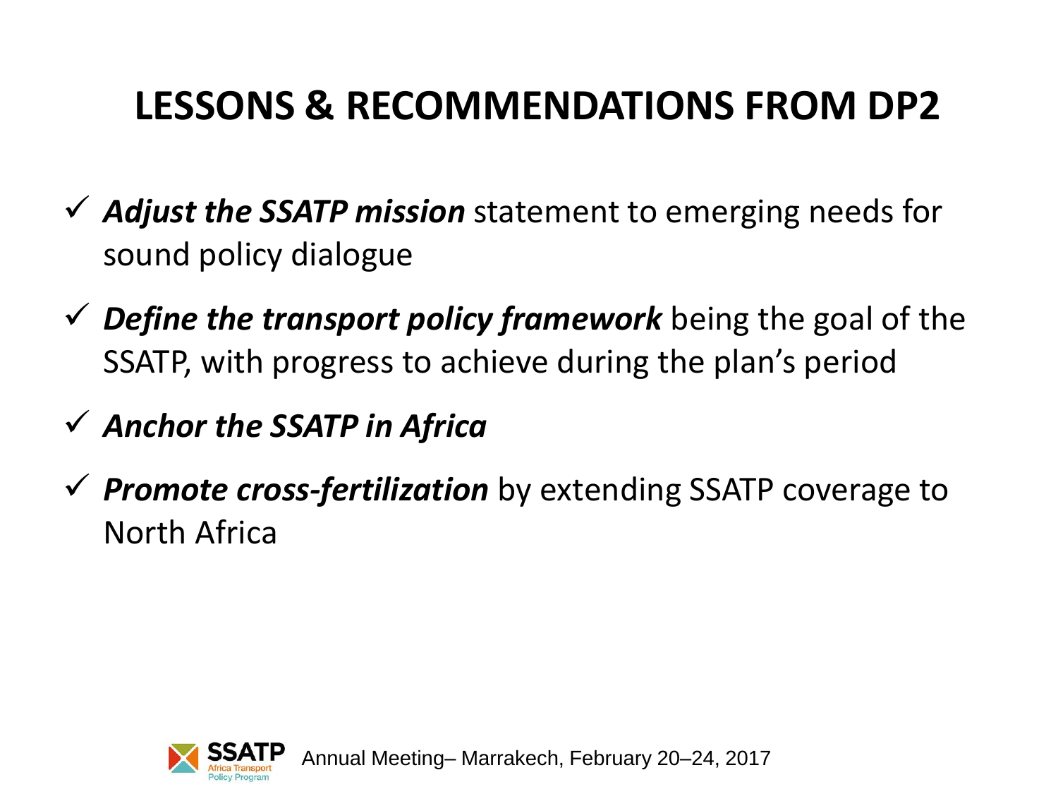# LESSONS & RECOMMENDATIONS FROM DP2

- ✓ ***Adjust the SSATP mission*** statement to emerging needs for sound policy dialogue
- ✓ ***Define the transport policy framework*** being the goal of the SSATP, with progress to achieve during the plan's period
- ✓ ***Anchor the SSATP in Africa***
- ✓ ***Promote cross-fertilization*** by extending SSATP coverage to North Africa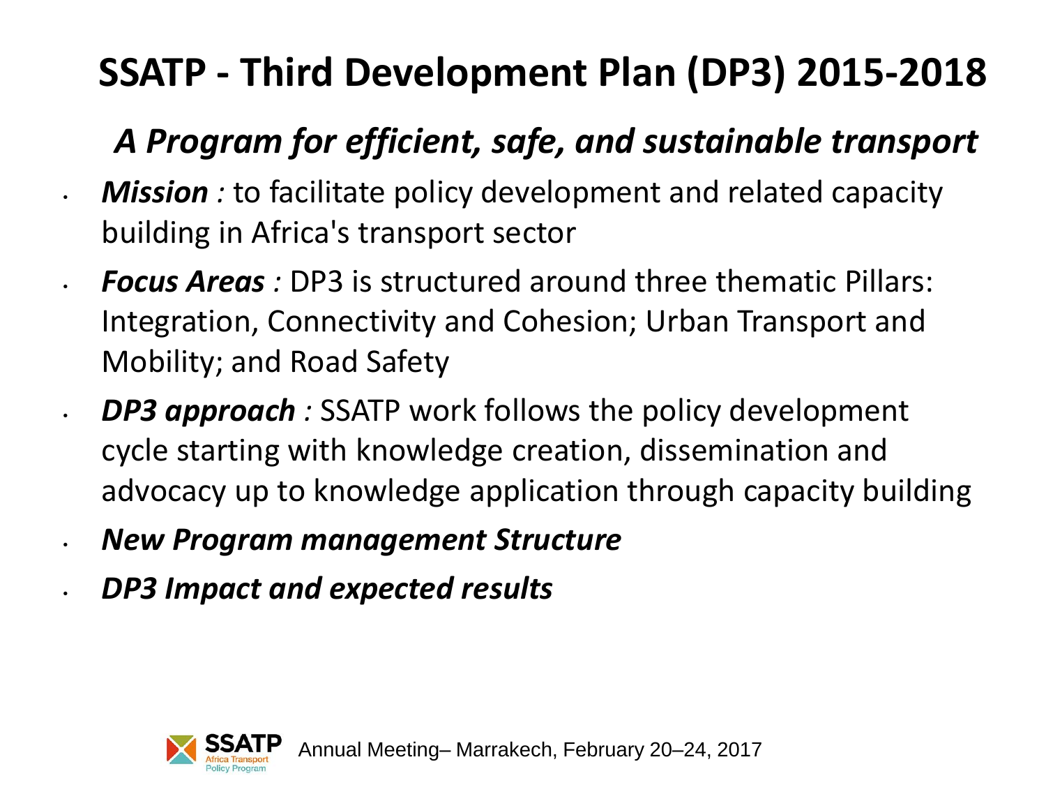# SSATP - Third Development Plan (DP3) 2015-2018

## *A Program for efficient, safe, and sustainable transport*

- ***Mission :*** to facilitate policy development and related capacity building in Africa's transport sector
- ***Focus Areas :*** DP3 is structured around three thematic Pillars: Integration, Connectivity and Cohesion; Urban Transport and Mobility; and Road Safety
- ***DP3 approach :*** SSATP work follows the policy development cycle starting with knowledge creation, dissemination and advocacy up to knowledge application through capacity building
- ***New Program management Structure***
- ***DP3 Impact and expected results***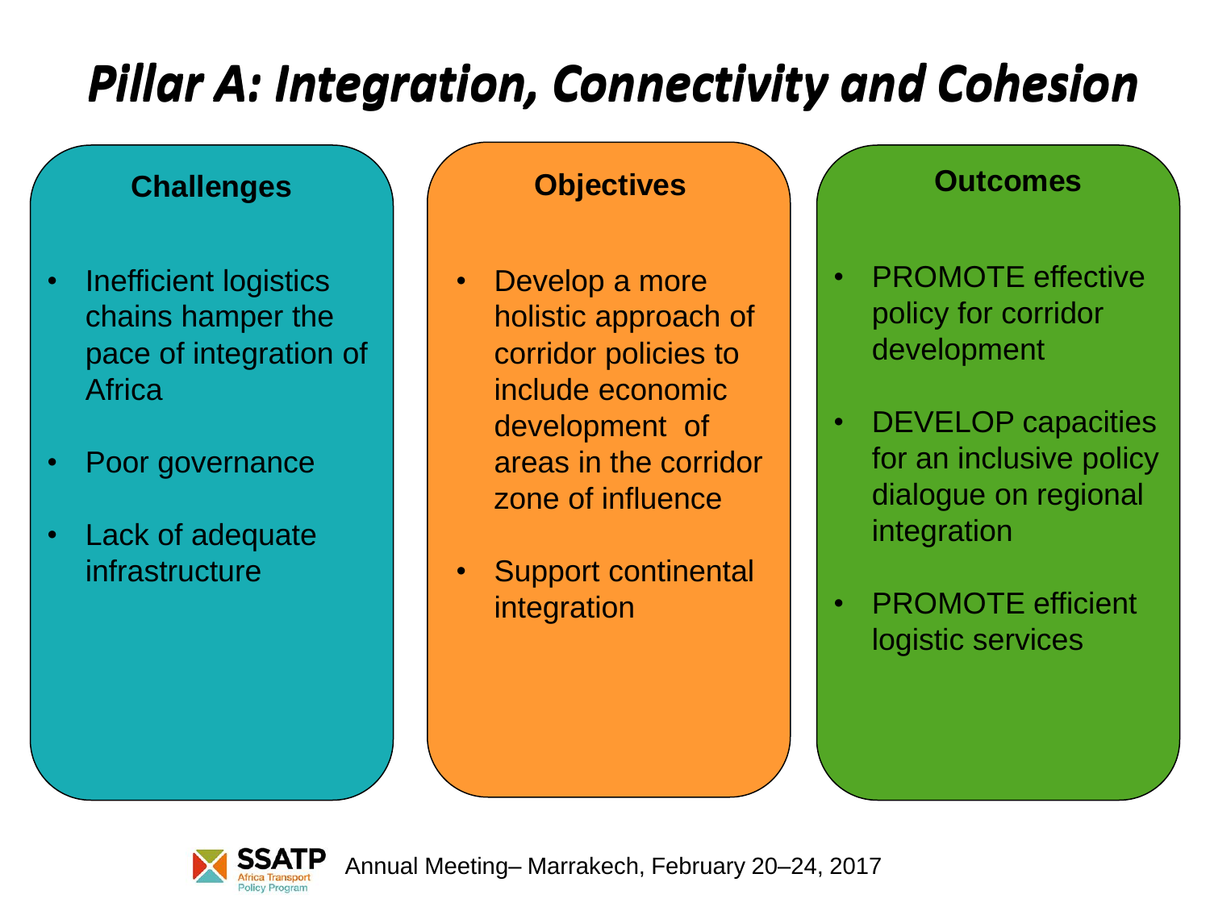# *Pillar A: Integration, Connectivity and Cohesion*

### Challenges

- Inefficient logistics chains hamper the pace of integration of Africa
- Poor governance
- Lack of adequate infrastructure

### Objectives

- Develop a more holistic approach of corridor policies to include economic development of areas in the corridor zone of influence
- Support continental integration

### Outcomes

- PROMOTE effective policy for corridor development
- DEVELOP capacities for an inclusive policy dialogue on regional integration
- PROMOTE efficient logistic services

SSATP Africa Transport Policy Program — Annual Meeting– Marrakech, February 20–24, 2017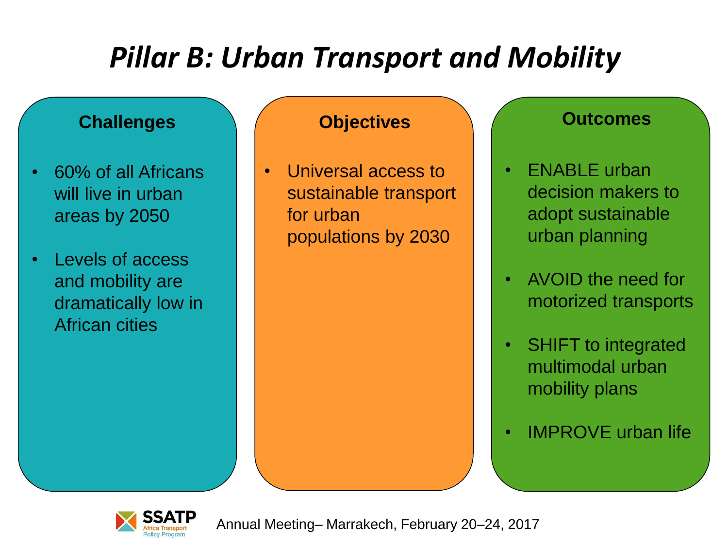# *Pillar B: Urban Transport and Mobility*

## Challenges

- 60% of all Africans will live in urban areas by 2050
- Levels of access and mobility are dramatically low in African cities

## Objectives

- Universal access to sustainable transport for urban populations by 2030

## Outcomes

- ENABLE urban decision makers to adopt sustainable urban planning
- AVOID the need for motorized transports
- SHIFT to integrated multimodal urban mobility plans
- IMPROVE urban life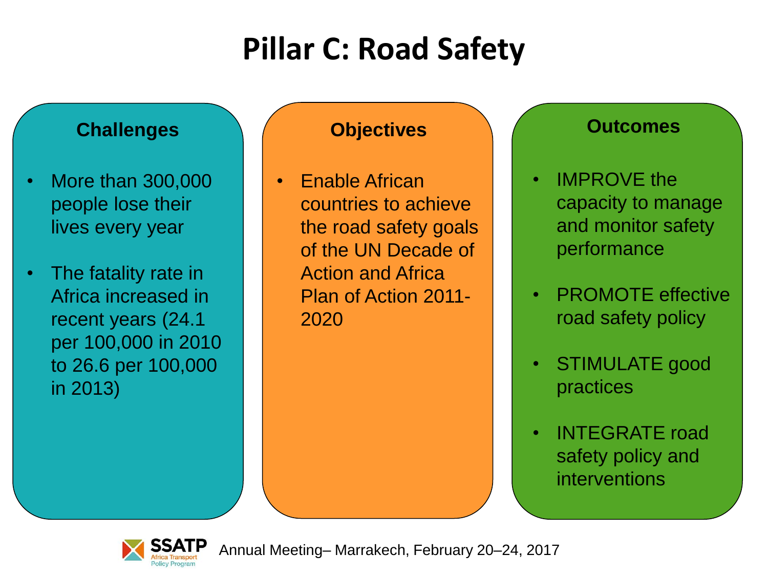# Pillar C: Road Safety

### Challenges

- More than 300,000 people lose their lives every year
- The fatality rate in Africa increased in recent years (24.1 per 100,000 in 2010 to 26.6 per 100,000 in 2013)

### Objectives

- Enable African countries to achieve the road safety goals of the UN Decade of Action and Africa Plan of Action 2011-2020

### Outcomes

- IMPROVE the capacity to manage and monitor safety performance
- PROMOTE effective road safety policy
- STIMULATE good practices
- INTEGRATE road safety policy and interventions

SSATP Africa Transport Policy Program — Annual Meeting– Marrakech, February 20–24, 2017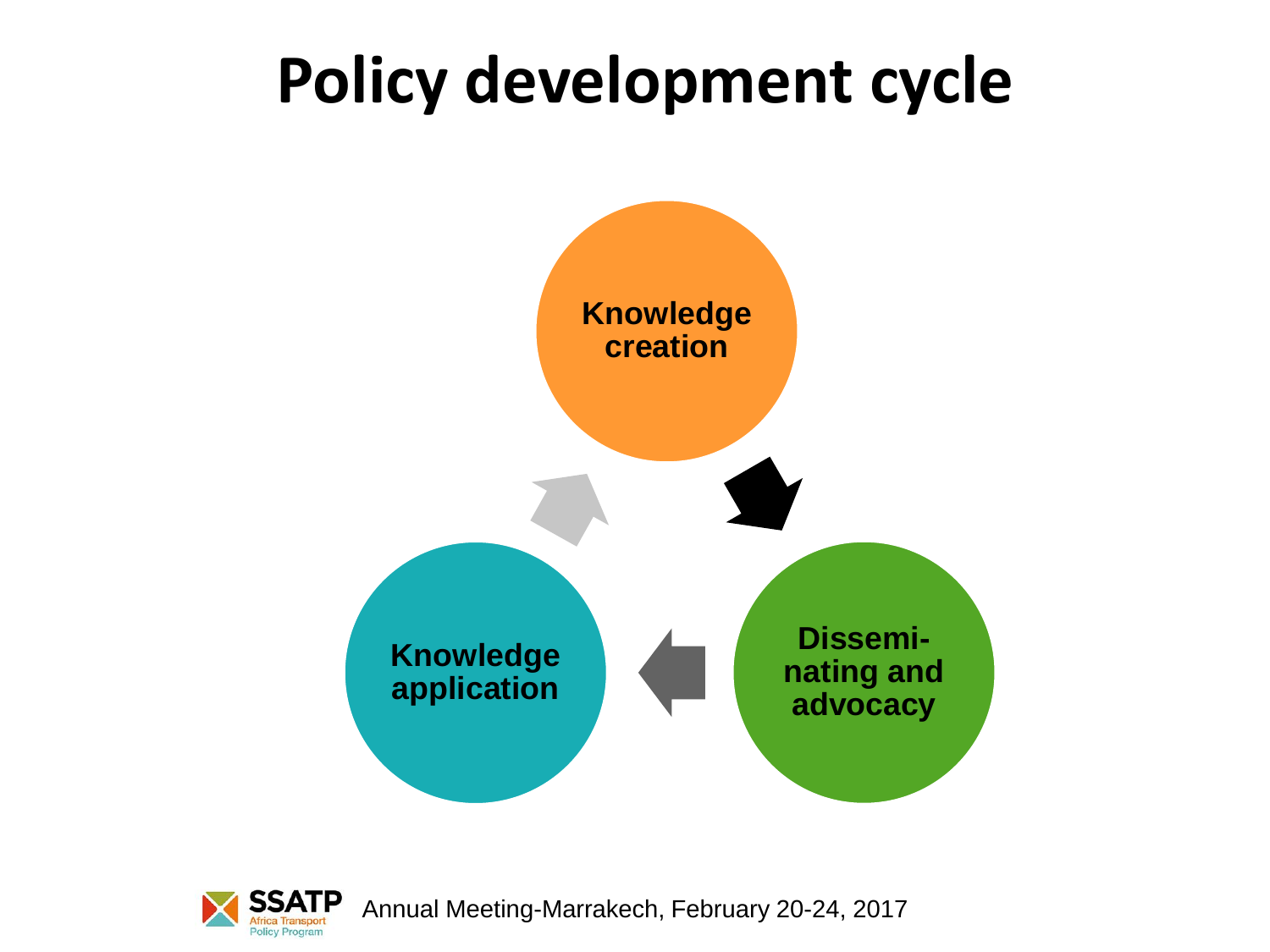# Policy development cycle

Knowledge creation

Dissemi-nating and advocacy

Knowledge application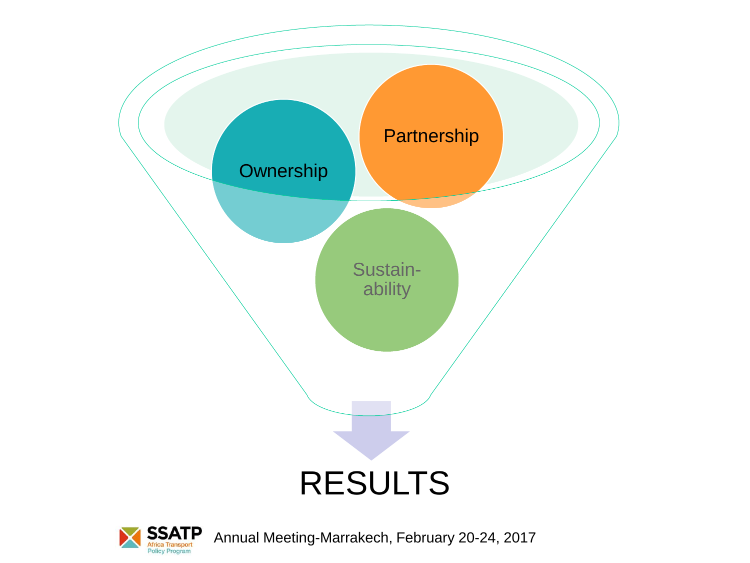Ownership

Partnership

Sustain-
ability

RESULTS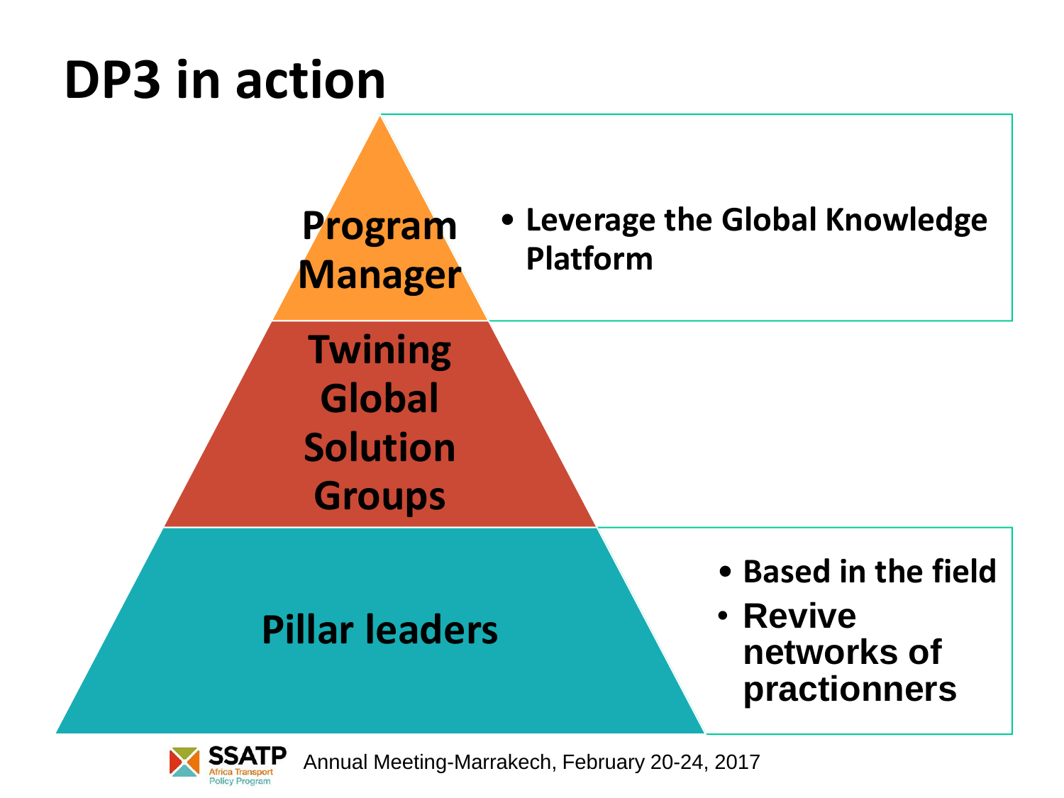# DP3 in action

**Program Manager**

- **Leverage the Global Knowledge Platform**

**Twining Global Solution Groups**

**Pillar leaders**

- **Based in the field**
- **Revive networks of practionners**

Annual Meeting-Marrakech, February 20-24, 2017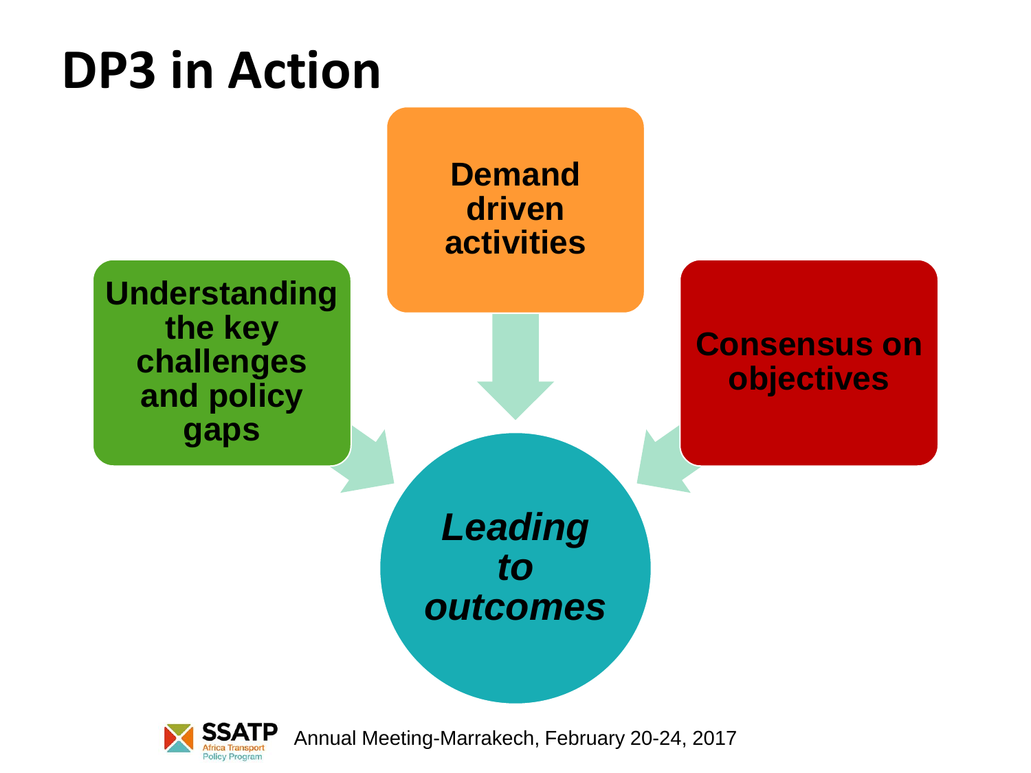# DP3 in Action

- **Understanding the key challenges and policy gaps**
- **Demand driven activities**
- **Consensus on objectives**

***Leading to outcomes***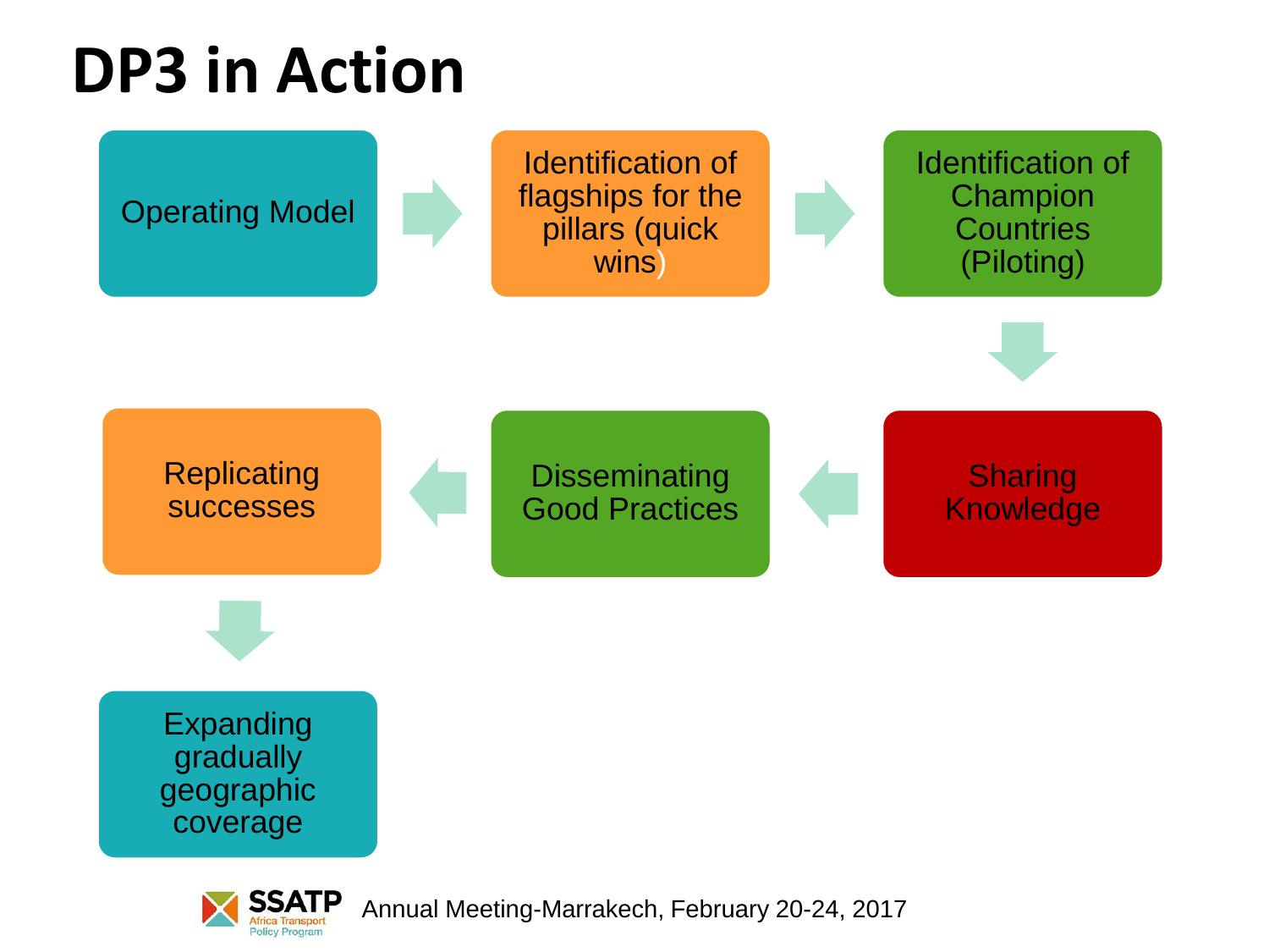# DP3 in Action

1. Operating Model
2. Identification of flagships for the pillars (quick wins)
3. Identification of Champion Countries (Piloting)
4. Sharing Knowledge
5. Disseminating Good Practices
6. Replicating successes
7. Expanding gradually geographic coverage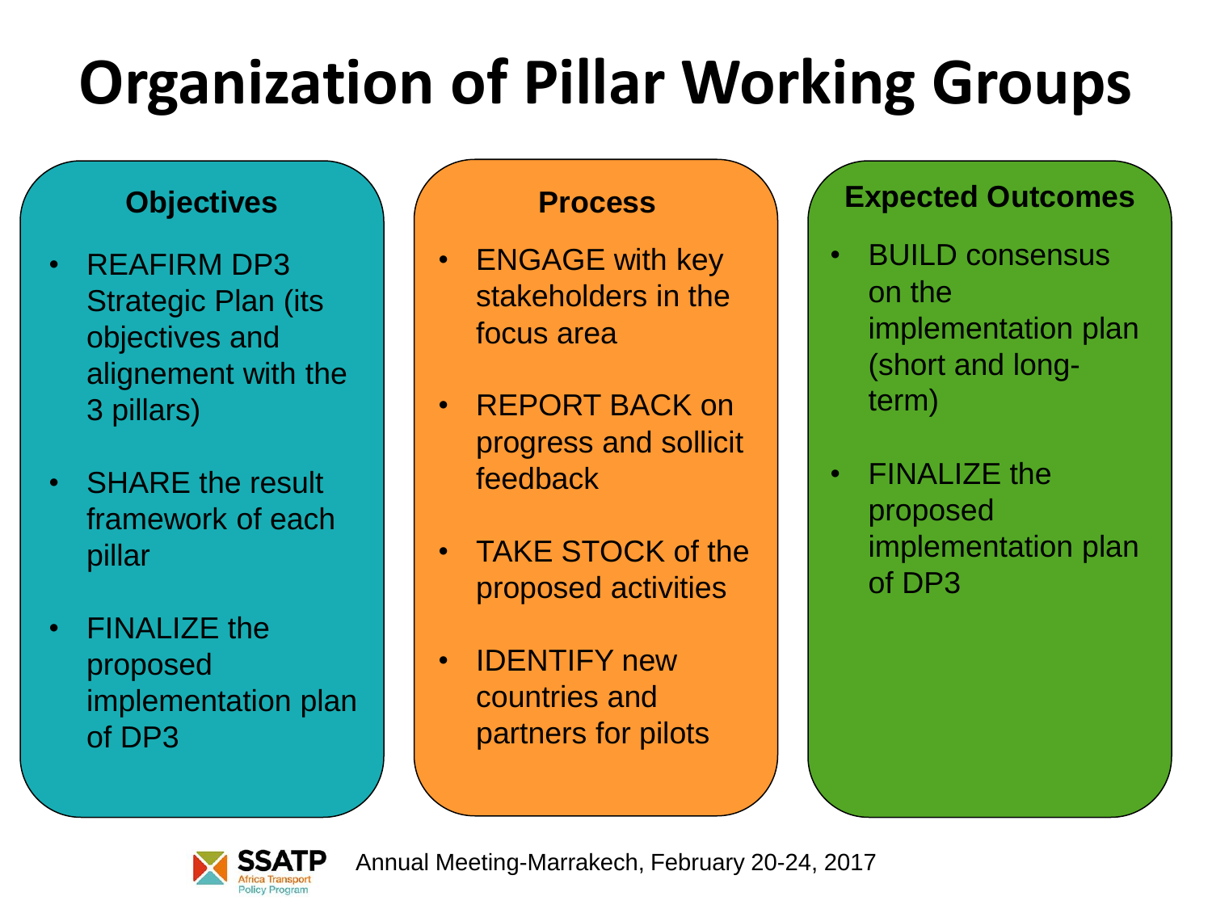# Organization of Pillar Working Groups

### Objectives

- REAFIRM DP3 Strategic Plan (its objectives and alignement with the 3 pillars)
- SHARE the result framework of each pillar
- FINALIZE the proposed implementation plan of DP3

### Process

- ENGAGE with key stakeholders in the focus area
- REPORT BACK on progress and sollicit feedback
- TAKE STOCK of the proposed activities
- IDENTIFY new countries and partners for pilots

### Expected Outcomes

- BUILD consensus on the implementation plan (short and long-term)
- FINALIZE the proposed implementation plan of DP3

SSATP Africa Transport Policy Program — Annual Meeting-Marrakech, February 20-24, 2017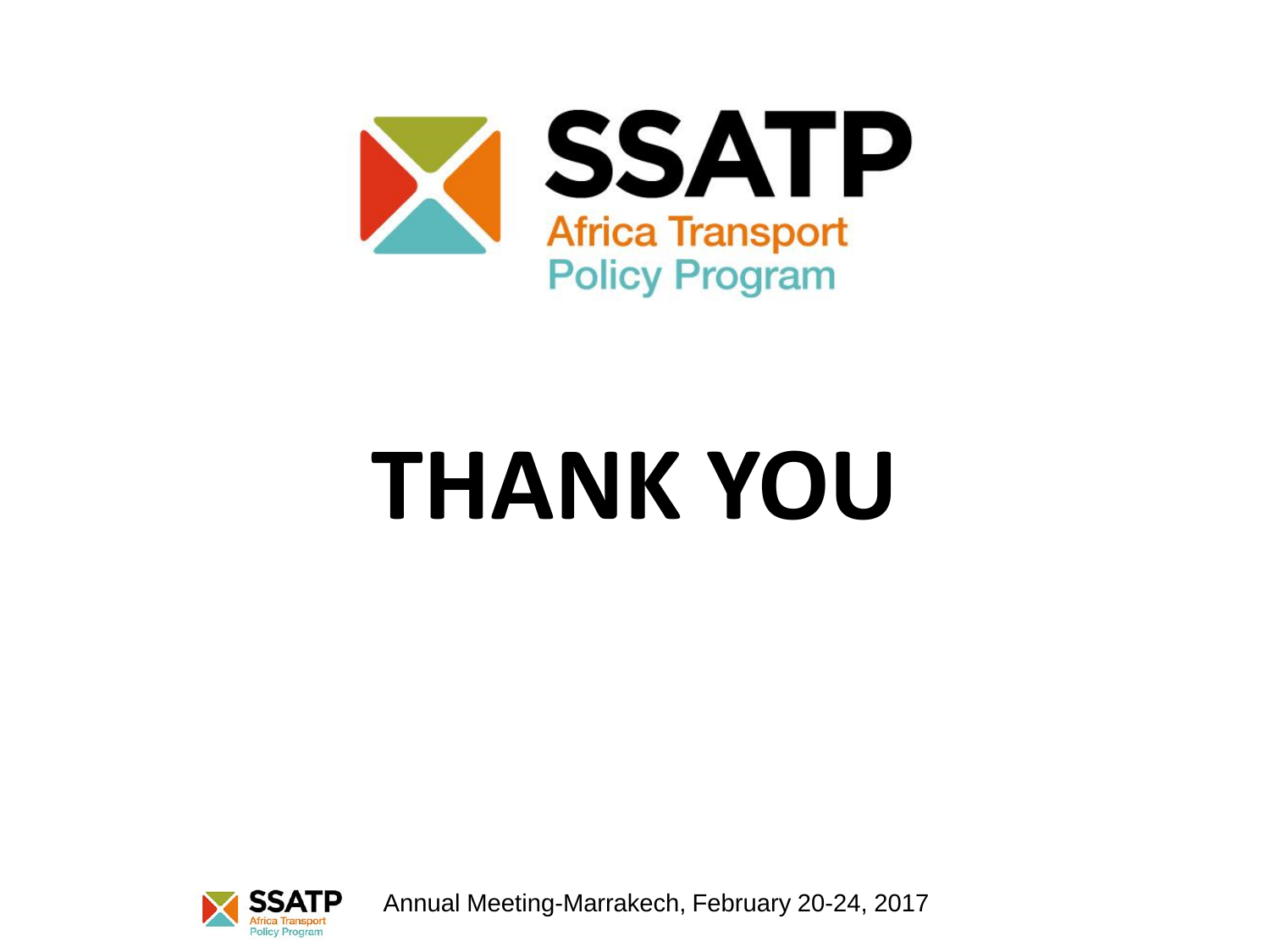SSATP

Africa Transport Policy Program

# THANK YOU